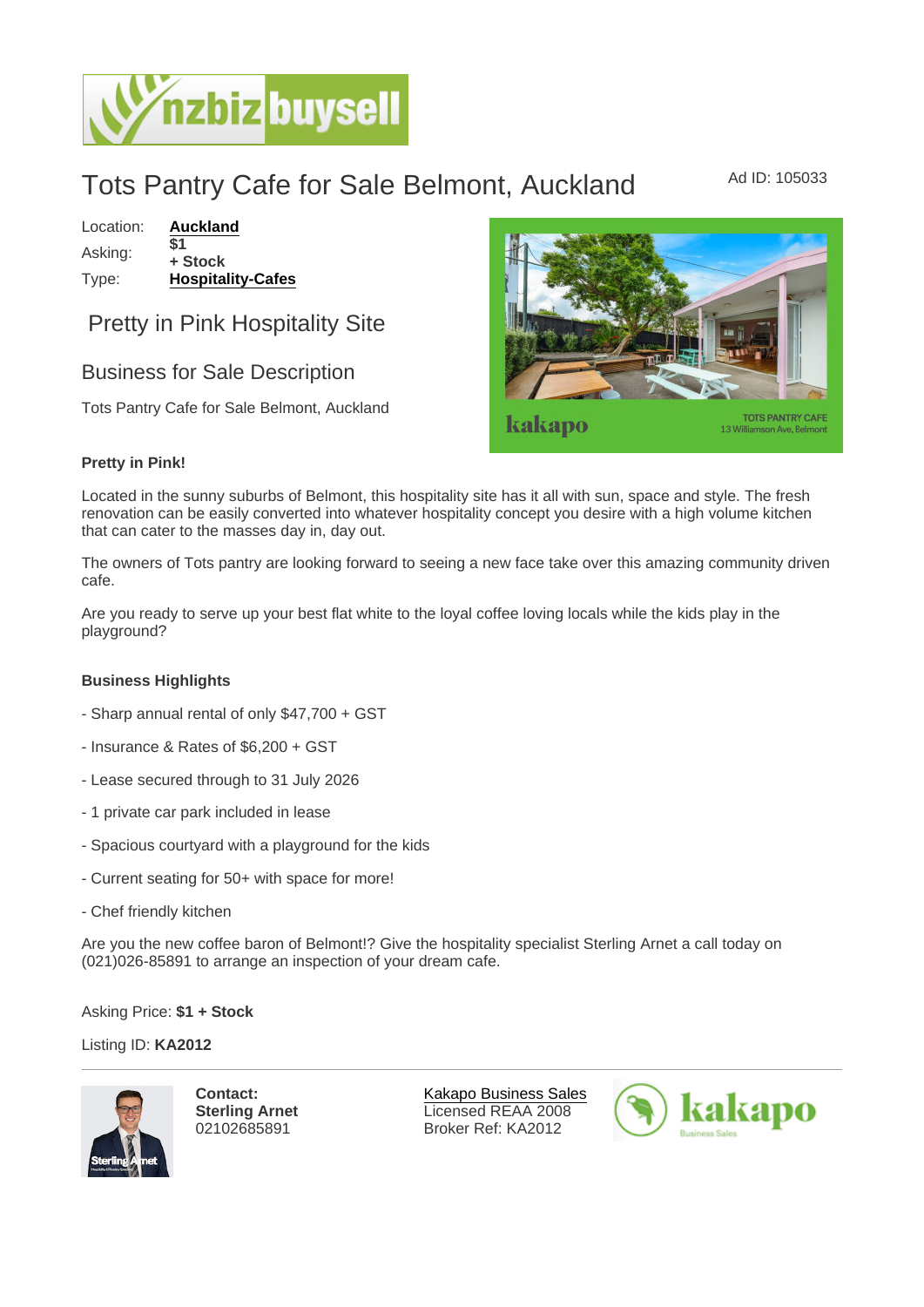# Tots Pantry Cafe for Sale Belmont, Auckland

Ad ID: 105033

Location: **Auckland**
Asking: **$1 + Stock**
Type: **Hospitality-Cafes**

## Pretty in Pink Hospitality Site

## Business for Sale Description

Tots Pantry Cafe for Sale Belmont, Auckland

**Pretty in Pink!**

Located in the sunny suburbs of Belmont, this hospitality site has it all with sun, space and style. The fresh renovation can be easily converted into whatever hospitality concept you desire with a high volume kitchen that can cater to the masses day in, day out.

The owners of Tots pantry are looking forward to seeing a new face take over this amazing community driven cafe.

Are you ready to serve up your best flat white to the loyal coffee loving locals while the kids play in the playground?

**Business Highlights**

- Sharp annual rental of only $47,700 + GST

- Insurance & Rates of $6,200 + GST

- Lease secured through to 31 July 2026

- 1 private car park included in lease

- Spacious courtyard with a playground for the kids

- Current seating for 50+ with space for more!

- Chef friendly kitchen

Are you the new coffee baron of Belmont!? Give the hospitality specialist Sterling Arnet a call today on (021)026-85891 to arrange an inspection of your dream cafe.

Asking Price: **$1 + Stock**

Listing ID: **KA2012**

---

**Contact:**
**Sterling Arnet**
02102685891

Kakapo Business Sales
Licensed REAA 2008
Broker Ref: KA2012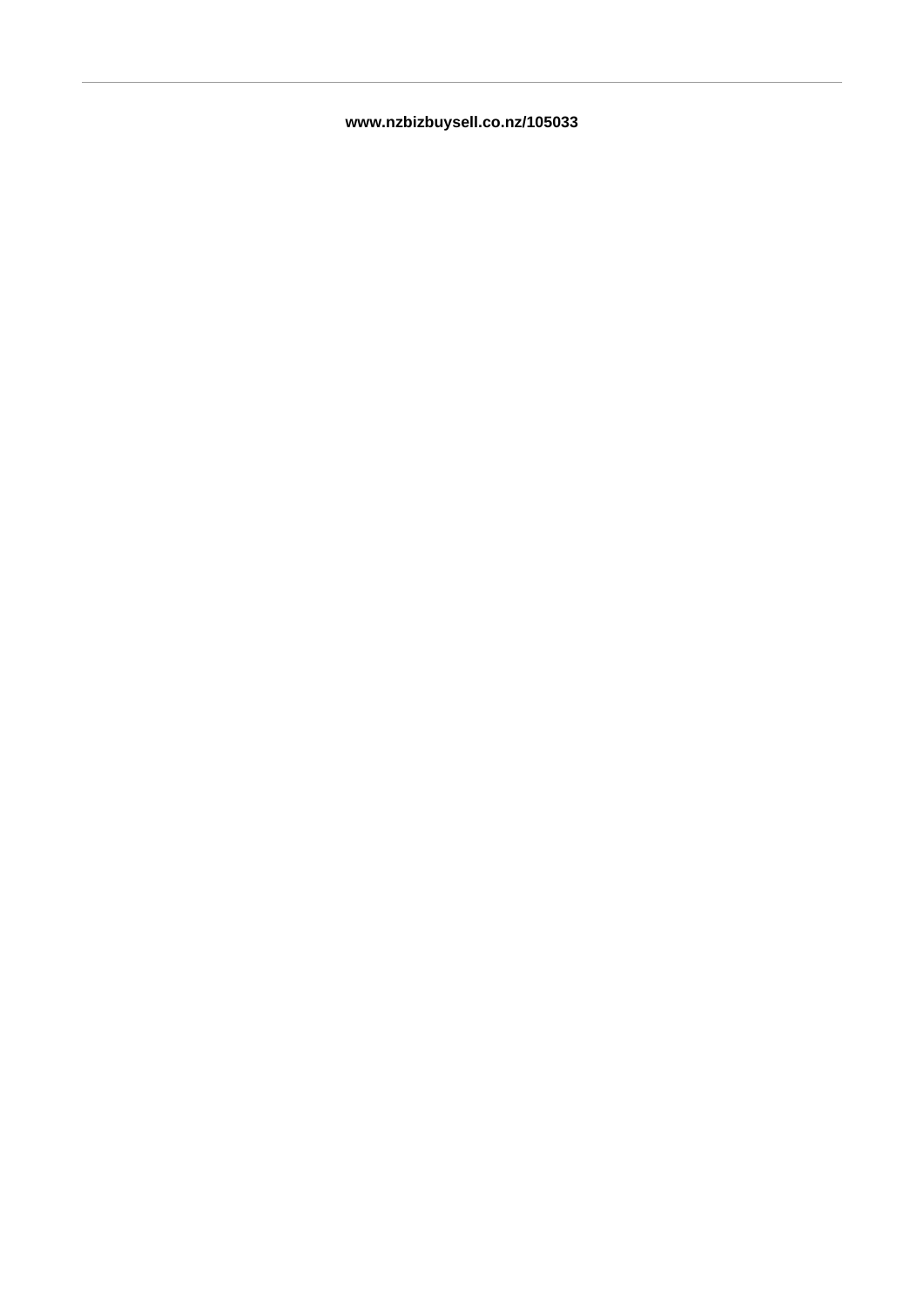**www.nzbizbuysell.co.nz/105033**